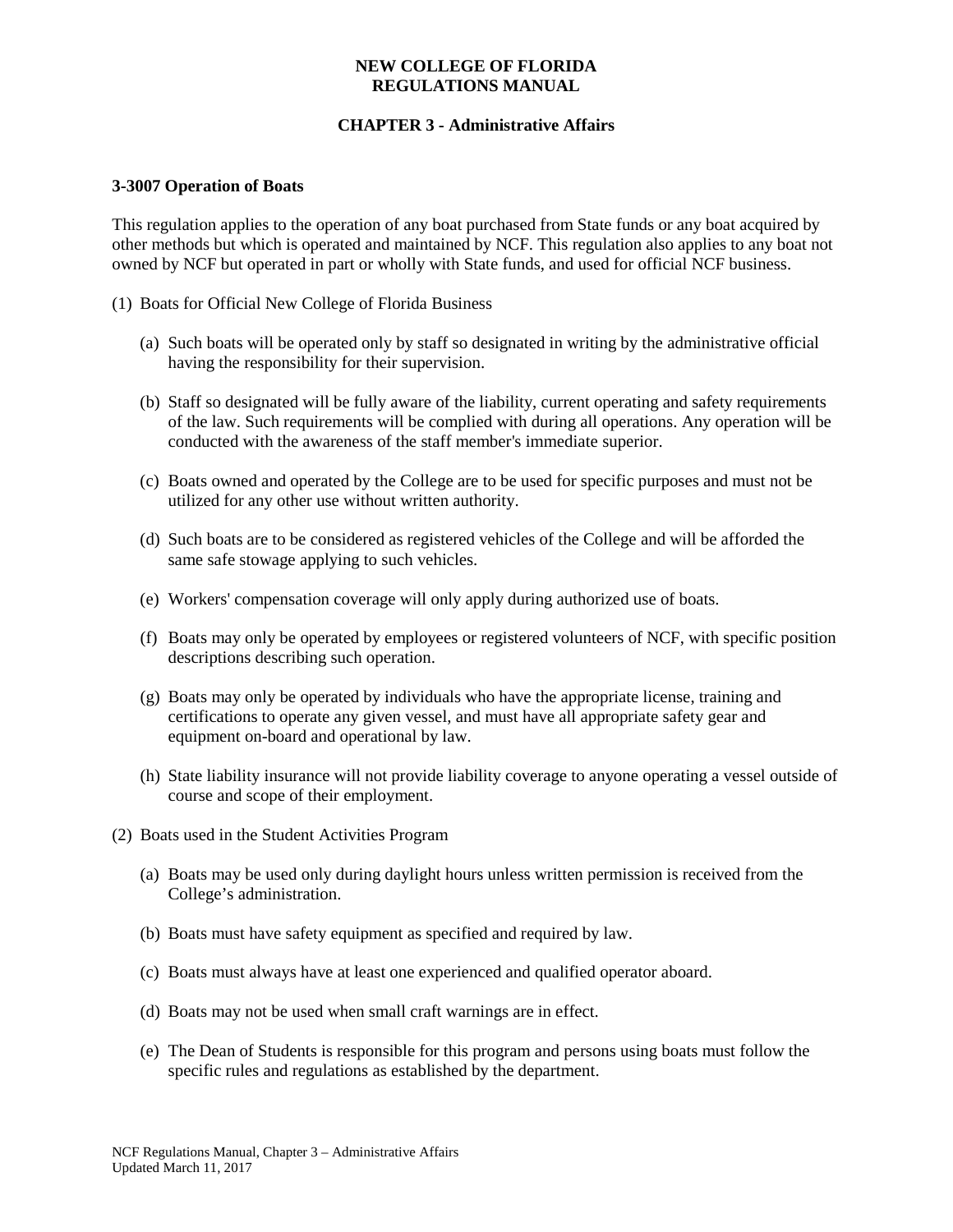**NEW COLLEGE OF FLORIDA**
**REGULATIONS MANUAL**

**CHAPTER 3 - Administrative Affairs**

### 3-3007 Operation of Boats

This regulation applies to the operation of any boat purchased from State funds or any boat acquired by other methods but which is operated and maintained by NCF. This regulation also applies to any boat not owned by NCF but operated in part or wholly with State funds, and used for official NCF business.

(1) Boats for Official New College of Florida Business

- (a) Such boats will be operated only by staff so designated in writing by the administrative official having the responsibility for their supervision.
- (b) Staff so designated will be fully aware of the liability, current operating and safety requirements of the law. Such requirements will be complied with during all operations. Any operation will be conducted with the awareness of the staff member's immediate superior.
- (c) Boats owned and operated by the College are to be used for specific purposes and must not be utilized for any other use without written authority.
- (d) Such boats are to be considered as registered vehicles of the College and will be afforded the same safe stowage applying to such vehicles.
- (e) Workers' compensation coverage will only apply during authorized use of boats.
- (f) Boats may only be operated by employees or registered volunteers of NCF, with specific position descriptions describing such operation.
- (g) Boats may only be operated by individuals who have the appropriate license, training and certifications to operate any given vessel, and must have all appropriate safety gear and equipment on-board and operational by law.
- (h) State liability insurance will not provide liability coverage to anyone operating a vessel outside of course and scope of their employment.

(2) Boats used in the Student Activities Program

- (a) Boats may be used only during daylight hours unless written permission is received from the College's administration.
- (b) Boats must have safety equipment as specified and required by law.
- (c) Boats must always have at least one experienced and qualified operator aboard.
- (d) Boats may not be used when small craft warnings are in effect.
- (e) The Dean of Students is responsible for this program and persons using boats must follow the specific rules and regulations as established by the department.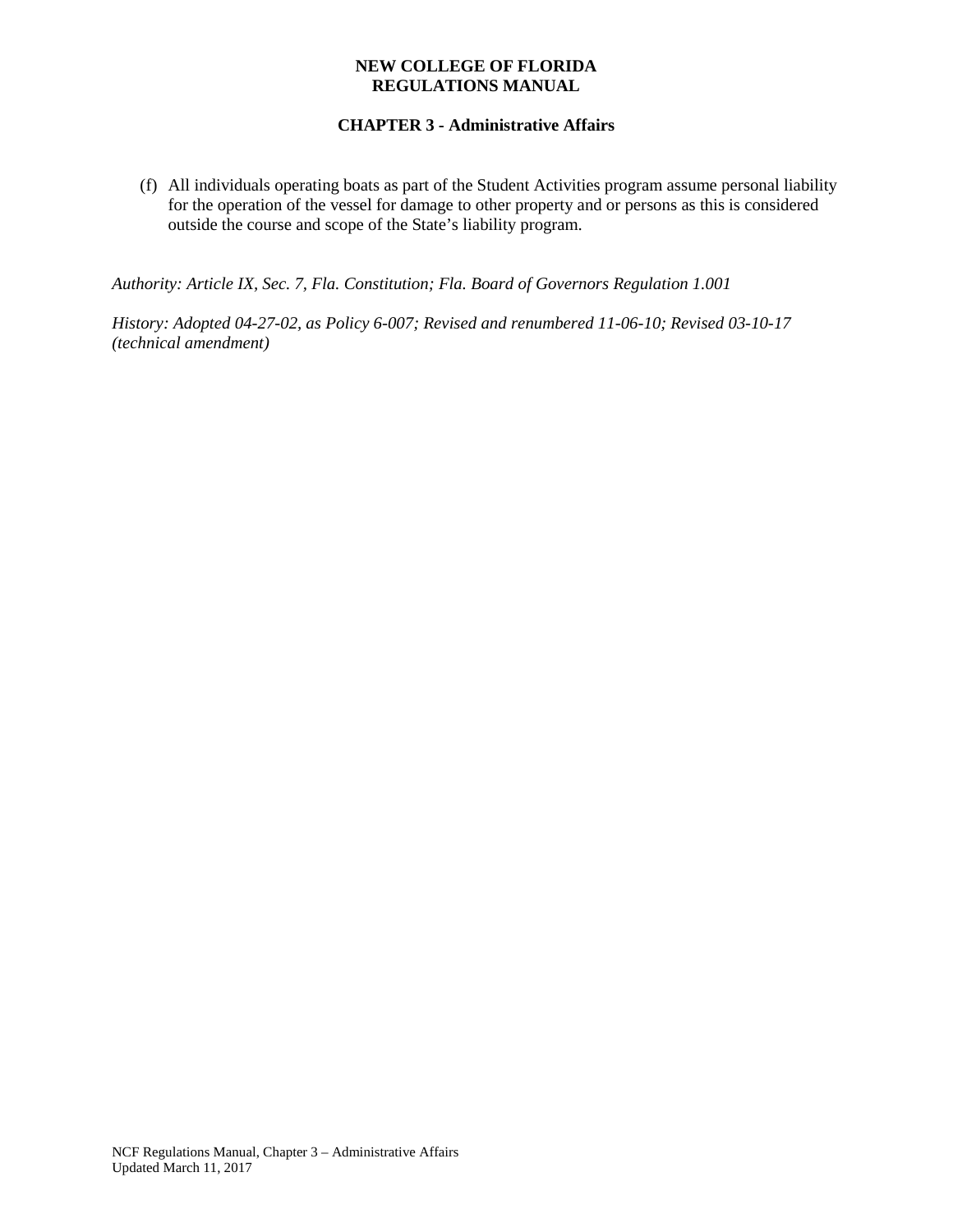(f) All individuals operating boats as part of the Student Activities program assume personal liability for the operation of the vessel for damage to other property and or persons as this is considered outside the course and scope of the State's liability program.

*Authority: Article IX, Sec. 7, Fla. Constitution; Fla. Board of Governors Regulation 1.001*

*History: Adopted 04-27-02, as Policy 6-007; Revised and renumbered 11-06-10; Revised 03-10-17 (technical amendment)*